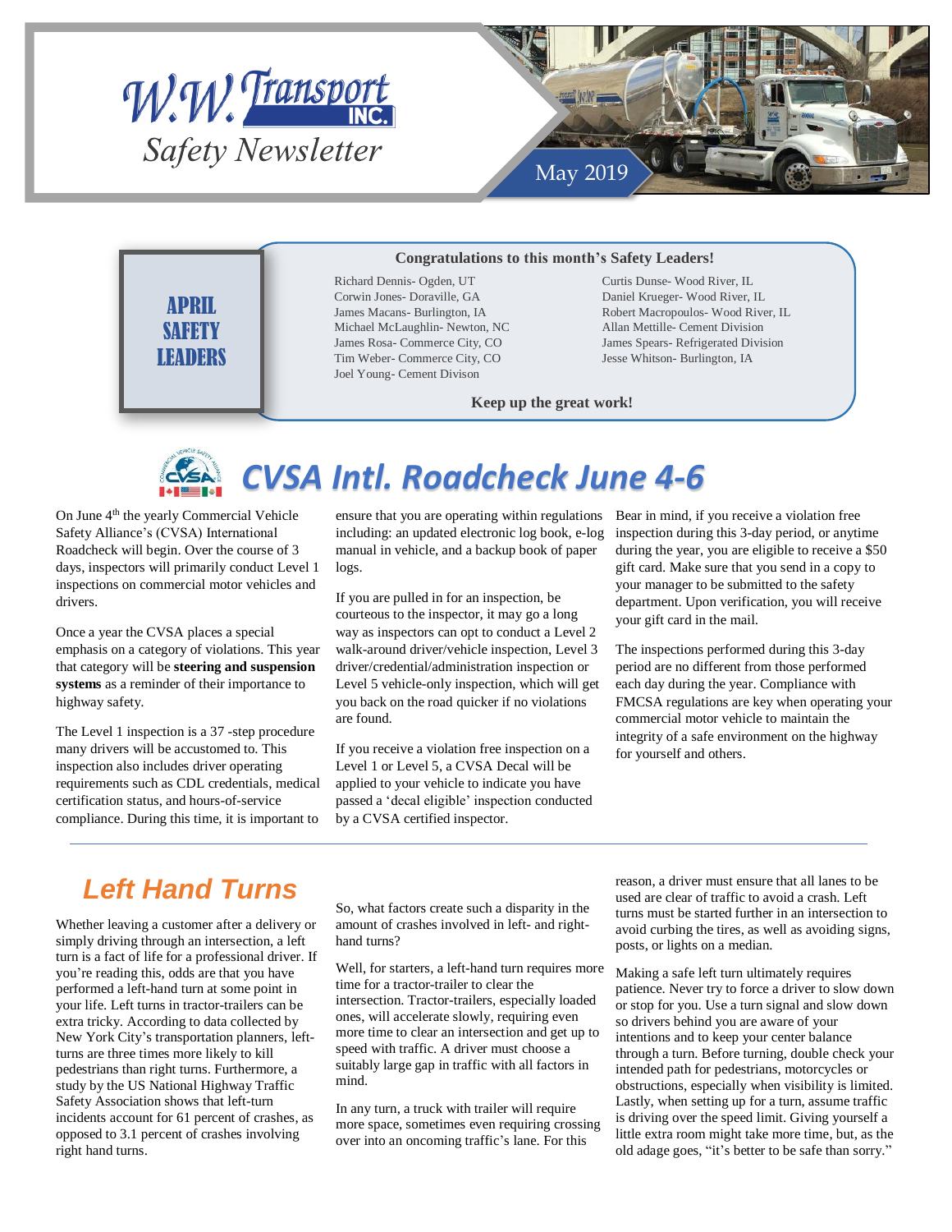# W.W. Transport INC.

## Safety Newsletter

May 2019

## APRIL SAFETY LEADERS

**Congratulations to this month's Safety Leaders!**

Richard Dennis- Ogden, UT
Corwin Jones- Doraville, GA
James Macans- Burlington, IA
Michael McLaughlin- Newton, NC
James Rosa- Commerce City, CO
Tim Weber- Commerce City, CO
Joel Young- Cement Divison

Curtis Dunse- Wood River, IL
Daniel Krueger- Wood River, IL
Robert Macropoulos- Wood River, IL
Allan Mettille- Cement Division
James Spears- Refrigerated Division
Jesse Whitson- Burlington, IA

**Keep up the great work!**

## CVSA Intl. Roadcheck June 4-6

On June 4th the yearly Commercial Vehicle Safety Alliance's (CVSA) International Roadcheck will begin. Over the course of 3 days, inspectors will primarily conduct Level 1 inspections on commercial motor vehicles and drivers.

Once a year the CVSA places a special emphasis on a category of violations. This year that category will be **steering and suspension systems** as a reminder of their importance to highway safety.

The Level 1 inspection is a 37 -step procedure many drivers will be accustomed to. This inspection also includes driver operating requirements such as CDL credentials, medical certification status, and hours-of-service compliance. During this time, it is important to ensure that you are operating within regulations including: an updated electronic log book, e-log manual in vehicle, and a backup book of paper logs.

If you are pulled in for an inspection, be courteous to the inspector, it may go a long way as inspectors can opt to conduct a Level 2 walk-around driver/vehicle inspection, Level 3 driver/credential/administration inspection or Level 5 vehicle-only inspection, which will get you back on the road quicker if no violations are found.

If you receive a violation free inspection on a Level 1 or Level 5, a CVSA Decal will be applied to your vehicle to indicate you have passed a 'decal eligible' inspection conducted by a CVSA certified inspector.

Bear in mind, if you receive a violation free inspection during this 3-day period, or anytime during the year, you are eligible to receive a $50 gift card. Make sure that you send in a copy to your manager to be submitted to the safety department. Upon verification, you will receive your gift card in the mail.

The inspections performed during this 3-day period are no different from those performed each day during the year. Compliance with FMCSA regulations are key when operating your commercial motor vehicle to maintain the integrity of a safe environment on the highway for yourself and others.

## Left Hand Turns

Whether leaving a customer after a delivery or simply driving through an intersection, a left turn is a fact of life for a professional driver. If you're reading this, odds are that you have performed a left-hand turn at some point in your life. Left turns in tractor-trailers can be extra tricky. According to data collected by New York City's transportation planners, left-turns are three times more likely to kill pedestrians than right turns. Furthermore, a study by the US National Highway Traffic Safety Association shows that left-turn incidents account for 61 percent of crashes, as opposed to 3.1 percent of crashes involving right hand turns.

So, what factors create such a disparity in the amount of crashes involved in left- and right-hand turns?

Well, for starters, a left-hand turn requires more time for a tractor-trailer to clear the intersection. Tractor-trailers, especially loaded ones, will accelerate slowly, requiring even more time to clear an intersection and get up to speed with traffic. A driver must choose a suitably large gap in traffic with all factors in mind.

In any turn, a truck with trailer will require more space, sometimes even requiring crossing over into an oncoming traffic's lane. For this reason, a driver must ensure that all lanes to be used are clear of traffic to avoid a crash. Left turns must be started further in an intersection to avoid curbing the tires, as well as avoiding signs, posts, or lights on a median.

Making a safe left turn ultimately requires patience. Never try to force a driver to slow down or stop for you. Use a turn signal and slow down so drivers behind you are aware of your intentions and to keep your center balance through a turn. Before turning, double check your intended path for pedestrians, motorcycles or obstructions, especially when visibility is limited. Lastly, when setting up for a turn, assume traffic is driving over the speed limit. Giving yourself a little extra room might take more time, but, as the old adage goes, "it's better to be safe than sorry."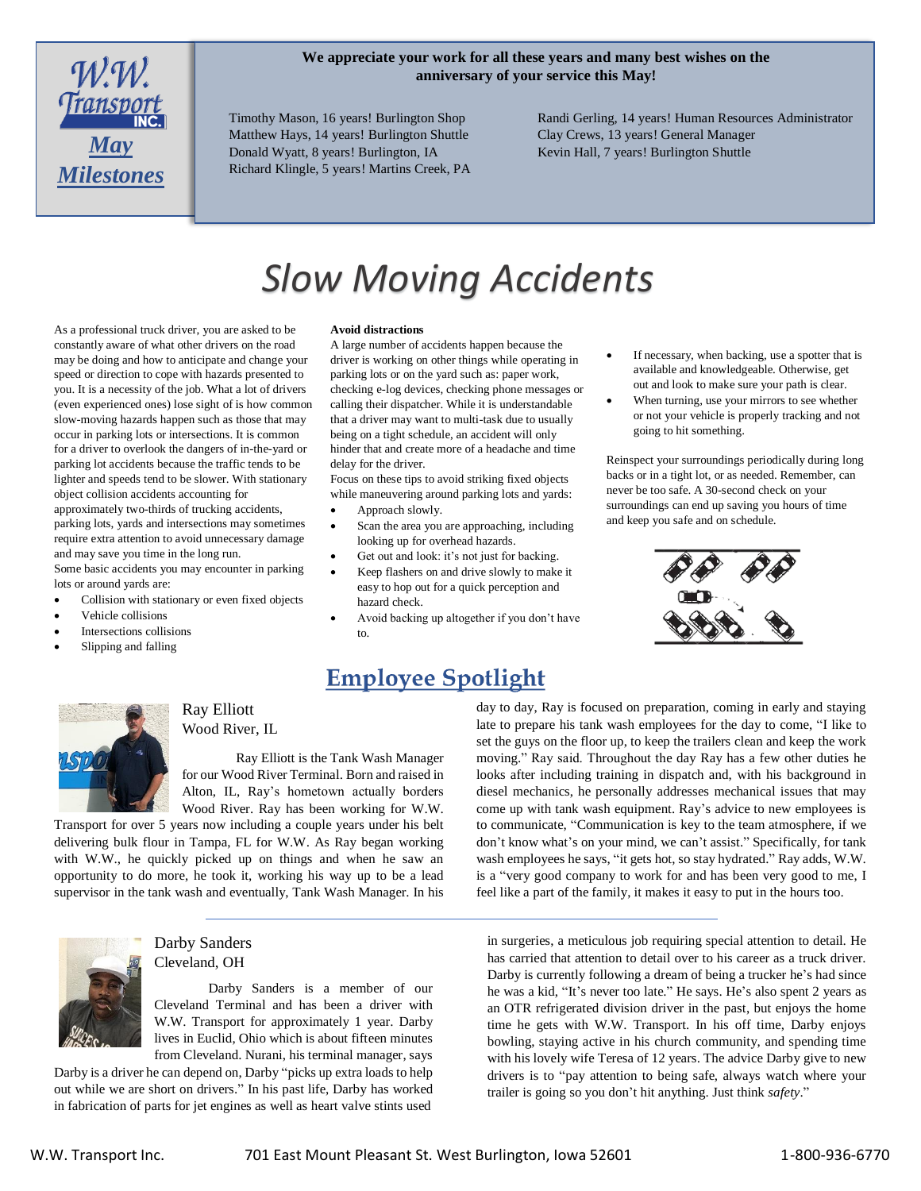W.W. Transport INC.

**May Milestones**

**We appreciate your work for all these years and many best wishes on the anniversary of your service this May!**

Timothy Mason, 16 years! Burlington Shop
Matthew Hays, 14 years! Burlington Shuttle
Donald Wyatt, 8 years! Burlington, IA
Richard Klingle, 5 years! Martins Creek, PA
Randi Gerling, 14 years! Human Resources Administrator
Clay Crews, 13 years! General Manager
Kevin Hall, 7 years! Burlington Shuttle

# Slow Moving Accidents

As a professional truck driver, you are asked to be constantly aware of what other drivers on the road may be doing and how to anticipate and change your speed or direction to cope with hazards presented to you. It is a necessity of the job. What a lot of drivers (even experienced ones) lose sight of is how common slow-moving hazards happen such as those that may occur in parking lots or intersections. It is common for a driver to overlook the dangers of in-the-yard or parking lot accidents because the traffic tends to be lighter and speeds tend to be slower. With stationary object collision accidents accounting for approximately two-thirds of trucking accidents, parking lots, yards and intersections may sometimes require extra attention to avoid unnecessary damage and may save you time in the long run.

Some basic accidents you may encounter in parking lots or around yards are:

- Collision with stationary or even fixed objects
- Vehicle collisions
- Intersections collisions
- Slipping and falling

**Avoid distractions**

A large number of accidents happen because the driver is working on other things while operating in parking lots or on the yard such as: paper work, checking e-log devices, checking phone messages or calling their dispatcher. While it is understandable that a driver may want to multi-task due to usually being on a tight schedule, an accident will only hinder that and create more of a headache and time delay for the driver.

Focus on these tips to avoid striking fixed objects while maneuvering around parking lots and yards:

- Approach slowly.
- Scan the area you are approaching, including looking up for overhead hazards.
- Get out and look: it's not just for backing.
- Keep flashers on and drive slowly to make it easy to hop out for a quick perception and hazard check.
- Avoid backing up altogether if you don't have to.
- If necessary, when backing, use a spotter that is available and knowledgeable. Otherwise, get out and look to make sure your path is clear.
- When turning, use your mirrors to see whether or not your vehicle is properly tracking and not going to hit something.

Reinspect your surroundings periodically during long backs or in a tight lot, or as needed. Remember, can never be too safe. A 30-second check on your surroundings can end up saving you hours of time and keep you safe and on schedule.

## Employee Spotlight

### Ray Elliott
Wood River, IL

Ray Elliott is the Tank Wash Manager for our Wood River Terminal. Born and raised in Alton, IL, Ray's hometown actually borders Wood River. Ray has been working for W.W. Transport for over 5 years now including a couple years under his belt delivering bulk flour in Tampa, FL for W.W. As Ray began working with W.W., he quickly picked up on things and when he saw an opportunity to do more, he took it, working his way up to be a lead supervisor in the tank wash and eventually, Tank Wash Manager. In his day to day, Ray is focused on preparation, coming in early and staying late to prepare his tank wash employees for the day to come, "I like to set the guys on the floor up, to keep the trailers clean and keep the work moving." Ray said. Throughout the day Ray has a few other duties he looks after including training in dispatch and, with his background in diesel mechanics, he personally addresses mechanical issues that may come up with tank wash equipment. Ray's advice to new employees is to communicate, "Communication is key to the team atmosphere, if we don't know what's on your mind, we can't assist." Specifically, for tank wash employees he says, "it gets hot, so stay hydrated." Ray adds, W.W. is a "very good company to work for and has been very good to me, I feel like a part of the family, it makes it easy to put in the hours too."

### Darby Sanders
Cleveland, OH

Darby Sanders is a member of our Cleveland Terminal and has been a driver with W.W. Transport for approximately 1 year. Darby lives in Euclid, Ohio which is about fifteen minutes from Cleveland. Nurani, his terminal manager, says Darby is a driver he can depend on, Darby "picks up extra loads to help out while we are short on drivers." In his past life, Darby has worked in fabrication of parts for jet engines as well as heart valve stints used in surgeries, a meticulous job requiring special attention to detail. He has carried that attention to detail over to his career as a truck driver. Darby is currently following a dream of being a trucker he's had since he was a kid, "It's never too late." He says. He's also spent 2 years as an OTR refrigerated division driver in the past, but enjoys the home time he gets with W.W. Transport. In his off time, Darby enjoys bowling, staying active in his church community, and spending time with his lovely wife Teresa of 12 years. The advice Darby give to new drivers is to "pay attention to being safe, always watch where your trailer is going so you don't hit anything. Just think *safety*."

W.W. Transport Inc. 701 East Mount Pleasant St. West Burlington, Iowa 52601 1-800-936-6770